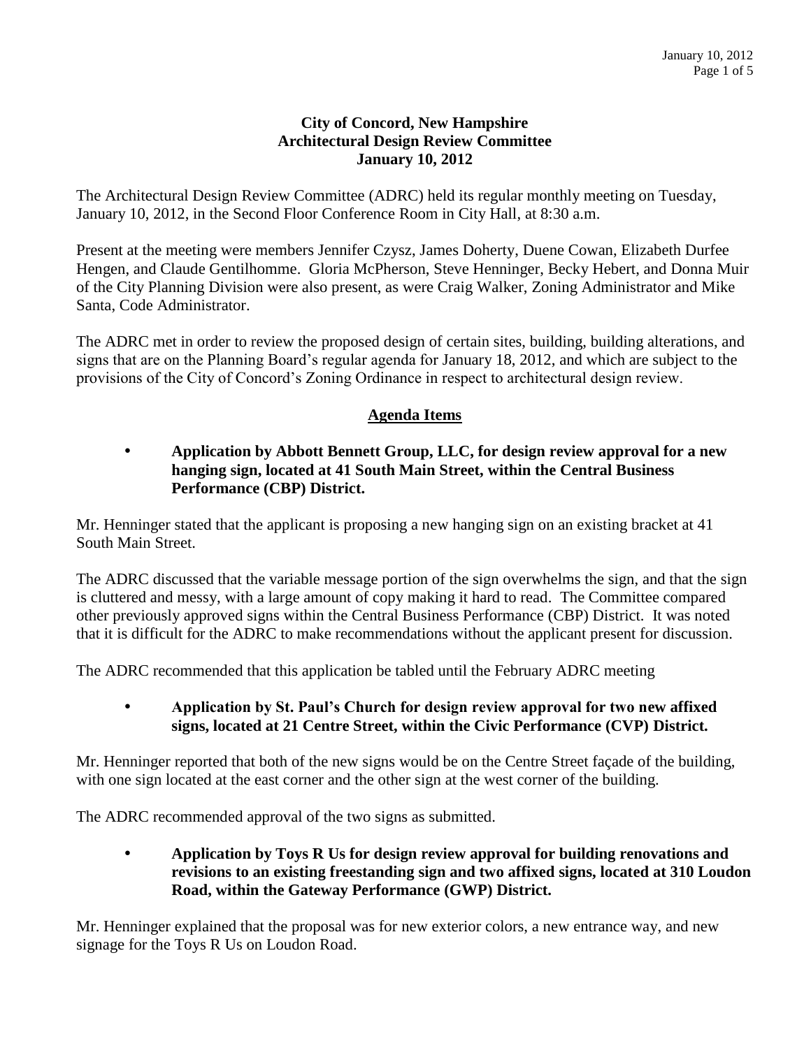**City of Concord, New Hampshire**
**Architectural Design Review Committee**
**January 10, 2012**

The Architectural Design Review Committee (ADRC) held its regular monthly meeting on Tuesday, January 10, 2012, in the Second Floor Conference Room in City Hall, at 8:30 a.m.

Present at the meeting were members Jennifer Czysz, James Doherty, Duene Cowan, Elizabeth Durfee Hengen, and Claude Gentilhomme. Gloria McPherson, Steve Henninger, Becky Hebert, and Donna Muir of the City Planning Division were also present, as were Craig Walker, Zoning Administrator and Mike Santa, Code Administrator.

The ADRC met in order to review the proposed design of certain sites, building, building alterations, and signs that are on the Planning Board's regular agenda for January 18, 2012, and which are subject to the provisions of the City of Concord's Zoning Ordinance in respect to architectural design review.

## Agenda Items

- **Application by Abbott Bennett Group, LLC, for design review approval for a new hanging sign, located at 41 South Main Street, within the Central Business Performance (CBP) District.**

Mr. Henninger stated that the applicant is proposing a new hanging sign on an existing bracket at 41 South Main Street.

The ADRC discussed that the variable message portion of the sign overwhelms the sign, and that the sign is cluttered and messy, with a large amount of copy making it hard to read. The Committee compared other previously approved signs within the Central Business Performance (CBP) District. It was noted that it is difficult for the ADRC to make recommendations without the applicant present for discussion.

The ADRC recommended that this application be tabled until the February ADRC meeting

- **Application by St. Paul's Church for design review approval for two new affixed signs, located at 21 Centre Street, within the Civic Performance (CVP) District.**

Mr. Henninger reported that both of the new signs would be on the Centre Street façade of the building, with one sign located at the east corner and the other sign at the west corner of the building.

The ADRC recommended approval of the two signs as submitted.

- **Application by Toys R Us for design review approval for building renovations and revisions to an existing freestanding sign and two affixed signs, located at 310 Loudon Road, within the Gateway Performance (GWP) District.**

Mr. Henninger explained that the proposal was for new exterior colors, a new entrance way, and new signage for the Toys R Us on Loudon Road.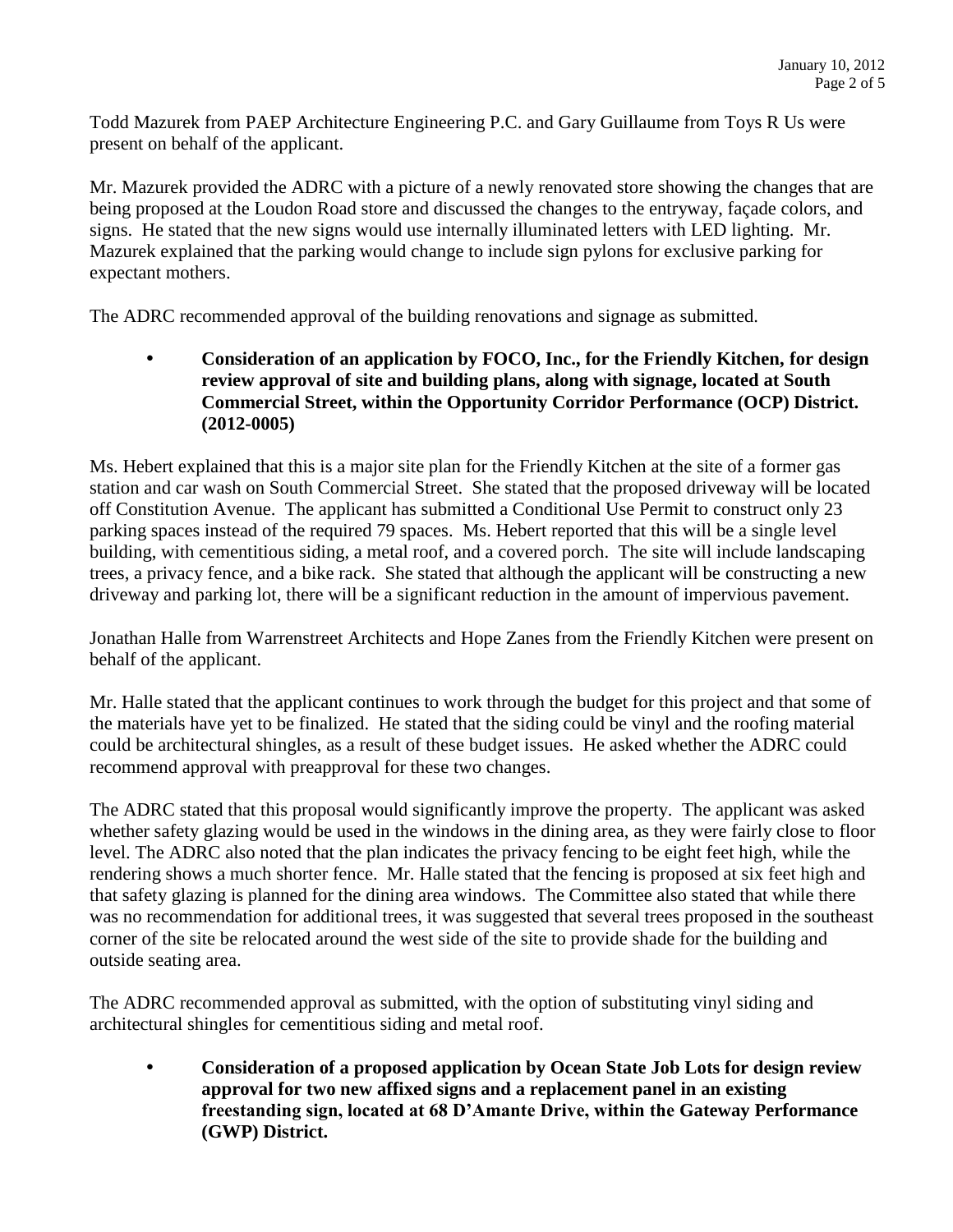Todd Mazurek from PAEP Architecture Engineering P.C. and Gary Guillaume from Toys R Us were present on behalf of the applicant.

Mr. Mazurek provided the ADRC with a picture of a newly renovated store showing the changes that are being proposed at the Loudon Road store and discussed the changes to the entryway, façade colors, and signs. He stated that the new signs would use internally illuminated letters with LED lighting. Mr. Mazurek explained that the parking would change to include sign pylons for exclusive parking for expectant mothers.

The ADRC recommended approval of the building renovations and signage as submitted.

- **Consideration of an application by FOCO, Inc., for the Friendly Kitchen, for design review approval of site and building plans, along with signage, located at South Commercial Street, within the Opportunity Corridor Performance (OCP) District. (2012-0005)**

Ms. Hebert explained that this is a major site plan for the Friendly Kitchen at the site of a former gas station and car wash on South Commercial Street. She stated that the proposed driveway will be located off Constitution Avenue. The applicant has submitted a Conditional Use Permit to construct only 23 parking spaces instead of the required 79 spaces. Ms. Hebert reported that this will be a single level building, with cementitious siding, a metal roof, and a covered porch. The site will include landscaping trees, a privacy fence, and a bike rack. She stated that although the applicant will be constructing a new driveway and parking lot, there will be a significant reduction in the amount of impervious pavement.

Jonathan Halle from Warrenstreet Architects and Hope Zanes from the Friendly Kitchen were present on behalf of the applicant.

Mr. Halle stated that the applicant continues to work through the budget for this project and that some of the materials have yet to be finalized. He stated that the siding could be vinyl and the roofing material could be architectural shingles, as a result of these budget issues. He asked whether the ADRC could recommend approval with preapproval for these two changes.

The ADRC stated that this proposal would significantly improve the property. The applicant was asked whether safety glazing would be used in the windows in the dining area, as they were fairly close to floor level. The ADRC also noted that the plan indicates the privacy fencing to be eight feet high, while the rendering shows a much shorter fence. Mr. Halle stated that the fencing is proposed at six feet high and that safety glazing is planned for the dining area windows. The Committee also stated that while there was no recommendation for additional trees, it was suggested that several trees proposed in the southeast corner of the site be relocated around the west side of the site to provide shade for the building and outside seating area.

The ADRC recommended approval as submitted, with the option of substituting vinyl siding and architectural shingles for cementitious siding and metal roof.

- **Consideration of a proposed application by Ocean State Job Lots for design review approval for two new affixed signs and a replacement panel in an existing freestanding sign, located at 68 D'Amante Drive, within the Gateway Performance (GWP) District.**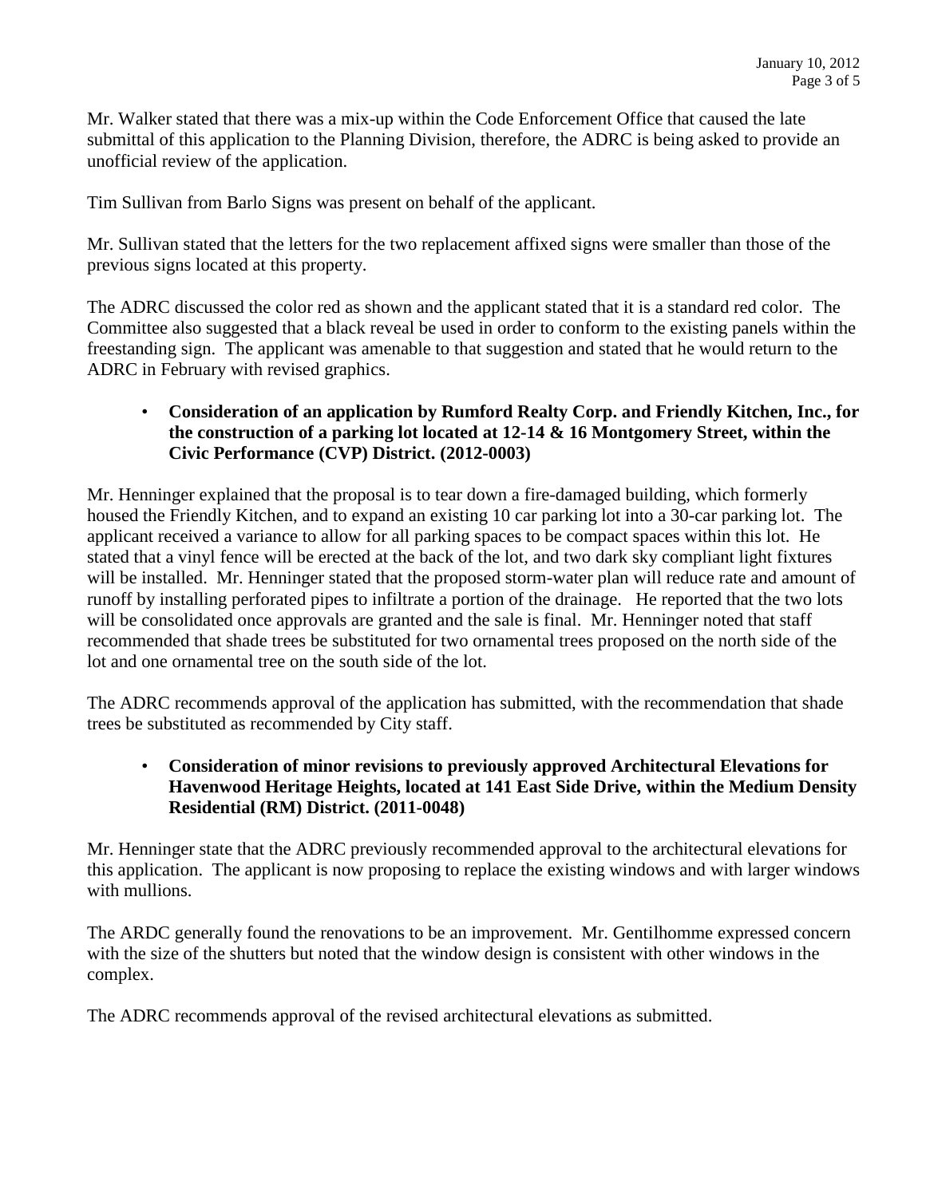Mr. Walker stated that there was a mix-up within the Code Enforcement Office that caused the late submittal of this application to the Planning Division, therefore, the ADRC is being asked to provide an unofficial review of the application.

Tim Sullivan from Barlo Signs was present on behalf of the applicant.

Mr. Sullivan stated that the letters for the two replacement affixed signs were smaller than those of the previous signs located at this property.

The ADRC discussed the color red as shown and the applicant stated that it is a standard red color. The Committee also suggested that a black reveal be used in order to conform to the existing panels within the freestanding sign. The applicant was amenable to that suggestion and stated that he would return to the ADRC in February with revised graphics.

- **Consideration of an application by Rumford Realty Corp. and Friendly Kitchen, Inc., for the construction of a parking lot located at 12-14 & 16 Montgomery Street, within the Civic Performance (CVP) District. (2012-0003)**

Mr. Henninger explained that the proposal is to tear down a fire-damaged building, which formerly housed the Friendly Kitchen, and to expand an existing 10 car parking lot into a 30-car parking lot. The applicant received a variance to allow for all parking spaces to be compact spaces within this lot. He stated that a vinyl fence will be erected at the back of the lot, and two dark sky compliant light fixtures will be installed. Mr. Henninger stated that the proposed storm-water plan will reduce rate and amount of runoff by installing perforated pipes to infiltrate a portion of the drainage. He reported that the two lots will be consolidated once approvals are granted and the sale is final. Mr. Henninger noted that staff recommended that shade trees be substituted for two ornamental trees proposed on the north side of the lot and one ornamental tree on the south side of the lot.

The ADRC recommends approval of the application has submitted, with the recommendation that shade trees be substituted as recommended by City staff.

- **Consideration of minor revisions to previously approved Architectural Elevations for Havenwood Heritage Heights, located at 141 East Side Drive, within the Medium Density Residential (RM) District. (2011-0048)**

Mr. Henninger state that the ADRC previously recommended approval to the architectural elevations for this application. The applicant is now proposing to replace the existing windows and with larger windows with mullions.

The ARDC generally found the renovations to be an improvement. Mr. Gentilhomme expressed concern with the size of the shutters but noted that the window design is consistent with other windows in the complex.

The ADRC recommends approval of the revised architectural elevations as submitted.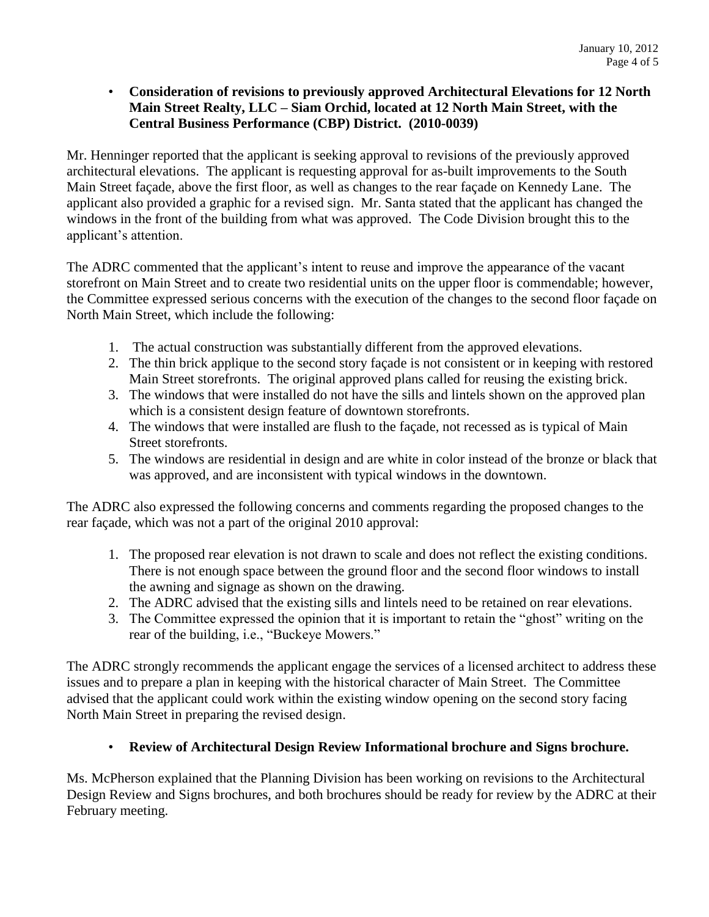- **Consideration of revisions to previously approved Architectural Elevations for 12 North Main Street Realty, LLC – Siam Orchid, located at 12 North Main Street, with the Central Business Performance (CBP) District. (2010-0039)**

Mr. Henninger reported that the applicant is seeking approval to revisions of the previously approved architectural elevations. The applicant is requesting approval for as-built improvements to the South Main Street façade, above the first floor, as well as changes to the rear façade on Kennedy Lane. The applicant also provided a graphic for a revised sign. Mr. Santa stated that the applicant has changed the windows in the front of the building from what was approved. The Code Division brought this to the applicant's attention.

The ADRC commented that the applicant's intent to reuse and improve the appearance of the vacant storefront on Main Street and to create two residential units on the upper floor is commendable; however, the Committee expressed serious concerns with the execution of the changes to the second floor façade on North Main Street, which include the following:

1. The actual construction was substantially different from the approved elevations.
2. The thin brick applique to the second story façade is not consistent or in keeping with restored Main Street storefronts. The original approved plans called for reusing the existing brick.
3. The windows that were installed do not have the sills and lintels shown on the approved plan which is a consistent design feature of downtown storefronts.
4. The windows that were installed are flush to the façade, not recessed as is typical of Main Street storefronts.
5. The windows are residential in design and are white in color instead of the bronze or black that was approved, and are inconsistent with typical windows in the downtown.

The ADRC also expressed the following concerns and comments regarding the proposed changes to the rear façade, which was not a part of the original 2010 approval:

1. The proposed rear elevation is not drawn to scale and does not reflect the existing conditions. There is not enough space between the ground floor and the second floor windows to install the awning and signage as shown on the drawing.
2. The ADRC advised that the existing sills and lintels need to be retained on rear elevations.
3. The Committee expressed the opinion that it is important to retain the "ghost" writing on the rear of the building, i.e., "Buckeye Mowers."

The ADRC strongly recommends the applicant engage the services of a licensed architect to address these issues and to prepare a plan in keeping with the historical character of Main Street. The Committee advised that the applicant could work within the existing window opening on the second story facing North Main Street in preparing the revised design.

- **Review of Architectural Design Review Informational brochure and Signs brochure.**

Ms. McPherson explained that the Planning Division has been working on revisions to the Architectural Design Review and Signs brochures, and both brochures should be ready for review by the ADRC at their February meeting.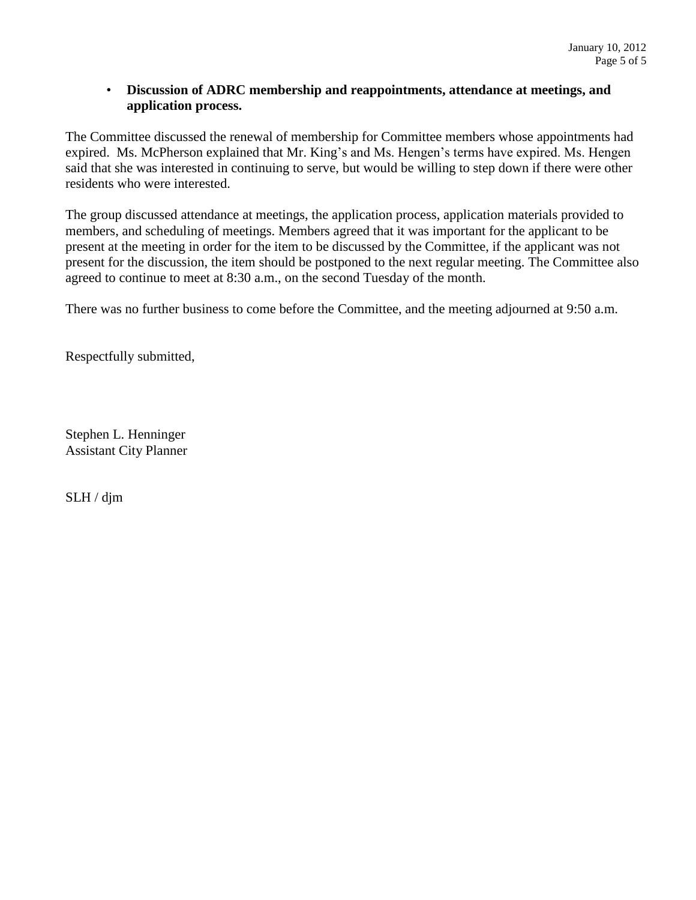- **Discussion of ADRC membership and reappointments, attendance at meetings, and application process.**

The Committee discussed the renewal of membership for Committee members whose appointments had expired. Ms. McPherson explained that Mr. King's and Ms. Hengen's terms have expired. Ms. Hengen said that she was interested in continuing to serve, but would be willing to step down if there were other residents who were interested.

The group discussed attendance at meetings, the application process, application materials provided to members, and scheduling of meetings. Members agreed that it was important for the applicant to be present at the meeting in order for the item to be discussed by the Committee, if the applicant was not present for the discussion, the item should be postponed to the next regular meeting. The Committee also agreed to continue to meet at 8:30 a.m., on the second Tuesday of the month.

There was no further business to come before the Committee, and the meeting adjourned at 9:50 a.m.

Respectfully submitted,

Stephen L. Henninger
Assistant City Planner

SLH / djm